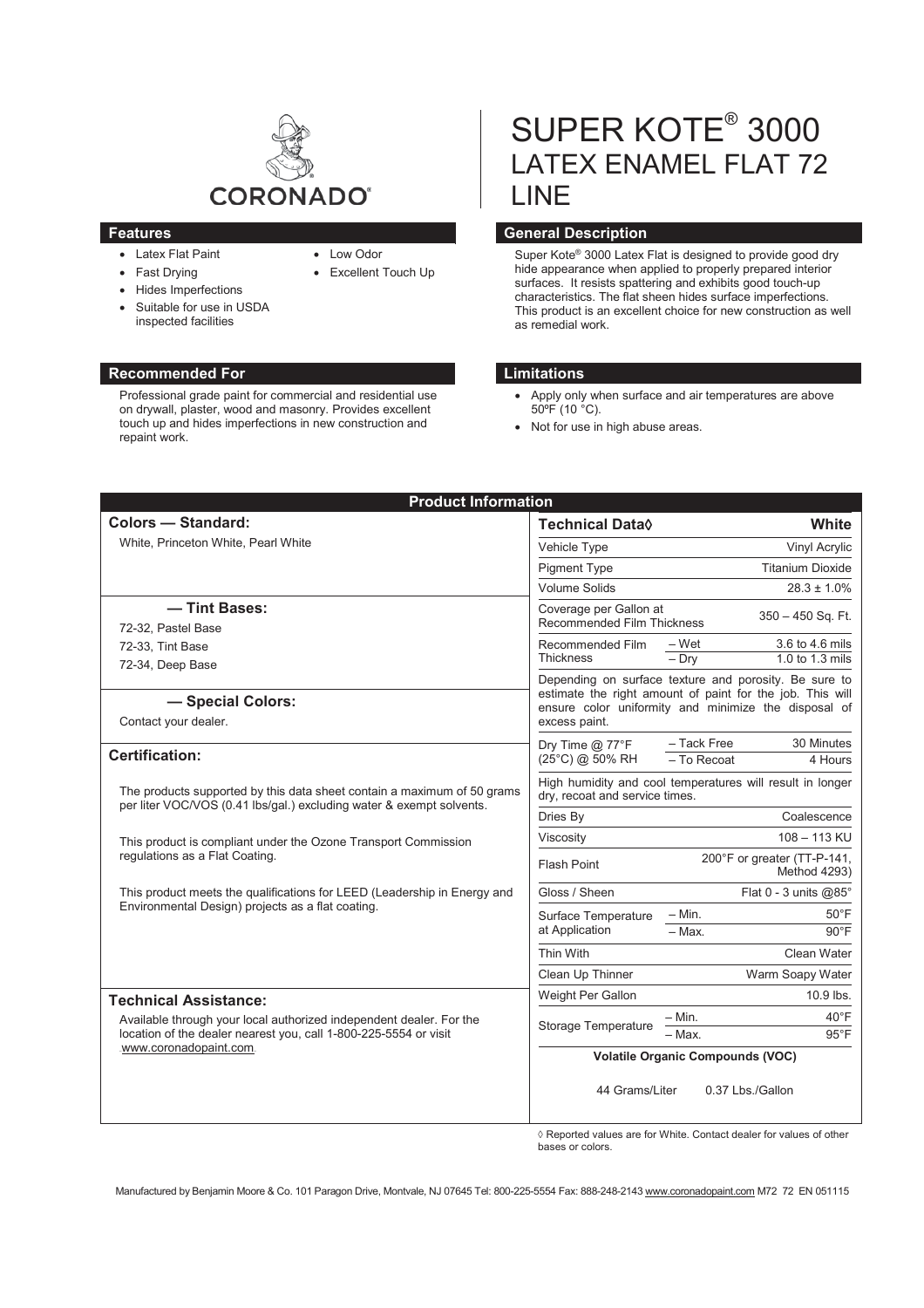CORONADO®

# SUPER KOTE® 3000 LATEX ENAMEL FLAT 72 LINE

## Features

- Latex Flat Paint
- Fast Drying
- Hides Imperfections
- Suitable for use in USDA inspected facilities
- Low Odor
- Excellent Touch Up

## General Description

Super Kote® 3000 Latex Flat is designed to provide good dry hide appearance when applied to properly prepared interior surfaces. It resists spattering and exhibits good touch-up characteristics. The flat sheen hides surface imperfections. This product is an excellent choice for new construction as well as remedial work.

## Recommended For

Professional grade paint for commercial and residential use on drywall, plaster, wood and masonry. Provides excellent touch up and hides imperfections in new construction and repaint work.

## Limitations

- Apply only when surface and air temperatures are above 50ºF (10 °C).
- Not for use in high abuse areas.

## Product Information

### Colors — Standard:

White, Princeton White, Pearl White

### — Tint Bases:

72-32, Pastel Base
72-33, Tint Base
72-34, Deep Base

### — Special Colors:

Contact your dealer.

### Certification:

The products supported by this data sheet contain a maximum of 50 grams per liter VOC/VOS (0.41 lbs/gal.) excluding water & exempt solvents.

This product is compliant under the Ozone Transport Commission regulations as a Flat Coating.

This product meets the qualifications for LEED (Leadership in Energy and Environmental Design) projects as a flat coating.

### Technical Assistance:

Available through your local authorized independent dealer. For the location of the dealer nearest you, call 1-800-225-5554 or visit www.coronadopaint.com.

| Technical Data◊ | | White |
|---|---|---|
| Vehicle Type | | Vinyl Acrylic |
| Pigment Type | | Titanium Dioxide |
| Volume Solids | | 28.3 ± 1.0% |
| Coverage per Gallon at Recommended Film Thickness | | 350 – 450 Sq. Ft. |
| Recommended Film Thickness | – Wet | 3.6 to 4.6 mils |
| | – Dry | 1.0 to 1.3 mils |
| Depending on surface texture and porosity. Be sure to estimate the right amount of paint for the job. This will ensure color uniformity and minimize the disposal of excess paint. | | |
| Dry Time @ 77°F (25°C) @ 50% RH | – Tack Free | 30 Minutes |
| | – To Recoat | 4 Hours |
| High humidity and cool temperatures will result in longer dry, recoat and service times. | | |
| Dries By | | Coalescence |
| Viscosity | | 108 – 113 KU |
| Flash Point | | 200°F or greater (TT-P-141, Method 4293) |
| Gloss / Sheen | | Flat 0 - 3 units @85° |
| Surface Temperature at Application | – Min. | 50°F |
| | – Max. | 90°F |
| Thin With | | Clean Water |
| Clean Up Thinner | | Warm Soapy Water |
| Weight Per Gallon | | 10.9 lbs. |
| Storage Temperature | – Min. | 40°F |
| | – Max. | 95°F |
| **Volatile Organic Compounds (VOC)** | | |
| 44 Grams/Liter | | 0.37 Lbs./Gallon |

◊ Reported values are for White. Contact dealer for values of other bases or colors.

Manufactured by Benjamin Moore & Co. 101 Paragon Drive, Montvale, NJ 07645 Tel: 800-225-5554 Fax: 888-248-2143 www.coronadopaint.com M72 72 EN 051115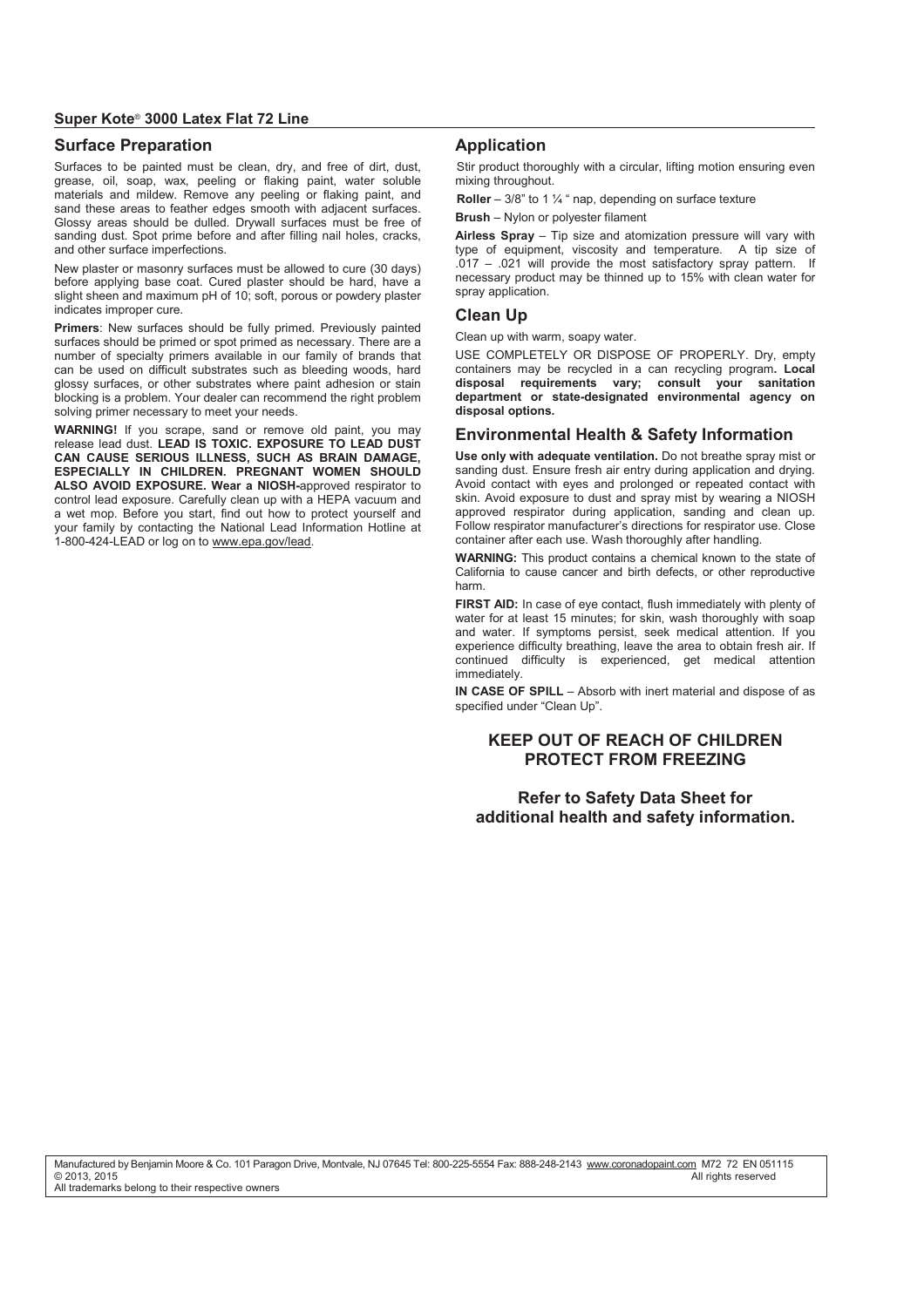**Super Kote® 3000 Latex Flat 72 Line**

## Surface Preparation

Surfaces to be painted must be clean, dry, and free of dirt, dust, grease, oil, soap, wax, peeling or flaking paint, water soluble materials and mildew. Remove any peeling or flaking paint, and sand these areas to feather edges smooth with adjacent surfaces. Glossy areas should be dulled. Drywall surfaces must be free of sanding dust. Spot prime before and after filling nail holes, cracks, and other surface imperfections.

New plaster or masonry surfaces must be allowed to cure (30 days) before applying base coat. Cured plaster should be hard, have a slight sheen and maximum pH of 10; soft, porous or powdery plaster indicates improper cure.

**Primers**: New surfaces should be fully primed. Previously painted surfaces should be primed or spot primed as necessary. There are a number of specialty primers available in our family of brands that can be used on difficult substrates such as bleeding woods, hard glossy surfaces, or other substrates where paint adhesion or stain blocking is a problem. Your dealer can recommend the right problem solving primer necessary to meet your needs.

**WARNING!** If you scrape, sand or remove old paint, you may release lead dust. **LEAD IS TOXIC. EXPOSURE TO LEAD DUST CAN CAUSE SERIOUS ILLNESS, SUCH AS BRAIN DAMAGE, ESPECIALLY IN CHILDREN. PREGNANT WOMEN SHOULD ALSO AVOID EXPOSURE. Wear a NIOSH-**approved respirator to control lead exposure. Carefully clean up with a HEPA vacuum and a wet mop. Before you start, find out how to protect yourself and your family by contacting the National Lead Information Hotline at 1-800-424-LEAD or log on to www.epa.gov/lead.

## Application

Stir product thoroughly with a circular, lifting motion ensuring even mixing throughout.

**Roller** – 3/8" to 1 ¼ " nap, depending on surface texture

**Brush** – Nylon or polyester filament

**Airless Spray** – Tip size and atomization pressure will vary with type of equipment, viscosity and temperature. A tip size of .017 – .021 will provide the most satisfactory spray pattern. If necessary product may be thinned up to 15% with clean water for spray application.

## Clean Up

Clean up with warm, soapy water.

USE COMPLETELY OR DISPOSE OF PROPERLY. Dry, empty containers may be recycled in a can recycling program**. Local disposal requirements vary; consult your sanitation department or state-designated environmental agency on disposal options.**

## Environmental Health & Safety Information

**Use only with adequate ventilation.** Do not breathe spray mist or sanding dust. Ensure fresh air entry during application and drying. Avoid contact with eyes and prolonged or repeated contact with skin. Avoid exposure to dust and spray mist by wearing a NIOSH approved respirator during application, sanding and clean up. Follow respirator manufacturer's directions for respirator use. Close container after each use. Wash thoroughly after handling.

**WARNING:** This product contains a chemical known to the state of California to cause cancer and birth defects, or other reproductive harm.

**FIRST AID:** In case of eye contact, flush immediately with plenty of water for at least 15 minutes; for skin, wash thoroughly with soap and water. If symptoms persist, seek medical attention. If you experience difficulty breathing, leave the area to obtain fresh air. If continued difficulty is experienced, get medical attention immediately.

**IN CASE OF SPILL** – Absorb with inert material and dispose of as specified under "Clean Up".

**KEEP OUT OF REACH OF CHILDREN**
**PROTECT FROM FREEZING**

**Refer to Safety Data Sheet for additional health and safety information.**

Manufactured by Benjamin Moore & Co. 101 Paragon Drive, Montvale, NJ 07645 Tel: 800-225-5554 Fax: 888-248-2143 www.coronadopaint.com M72 72 EN 051115
© 2013, 2015 All rights reserved
All trademarks belong to their respective owners